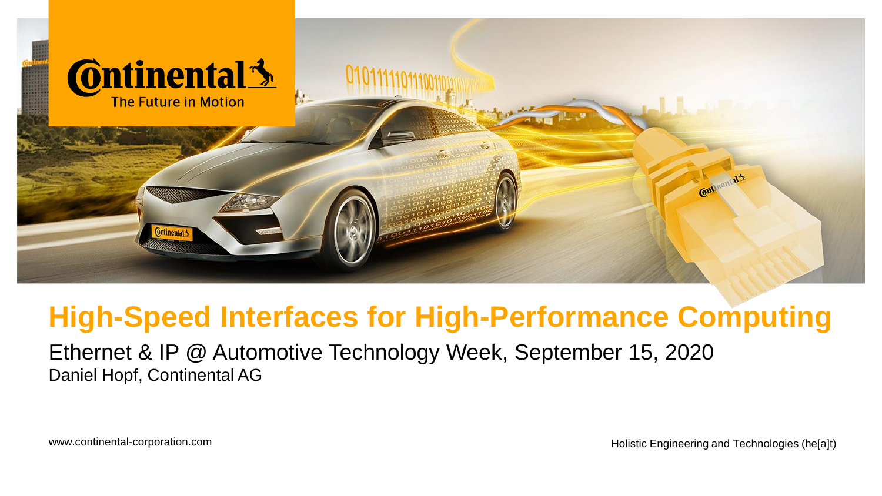# High-Speed Interfaces for High-Performance Computing

Ethernet & IP @ Automotive Technology Week, September 15, 2020

Daniel Hopf, Continental AG

www.continental-corporation.com

Holistic Engineering and Technologies (he[a]t)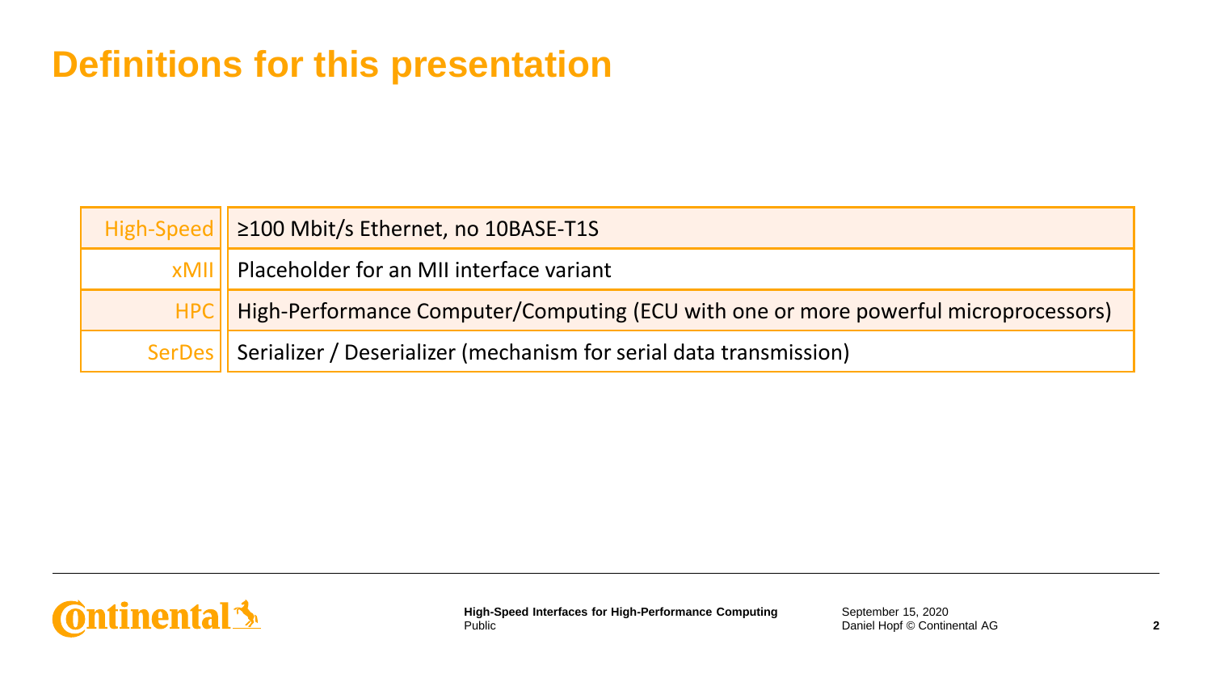# Definitions for this presentation

| | |
|---|---|
| High-Speed | ≥100 Mbit/s Ethernet, no 10BASE-T1S |
| xMII | Placeholder for an MII interface variant |
| HPC | High-Performance Computer/Computing (ECU with one or more powerful microprocessors) |
| SerDes | Serializer / Deserializer (mechanism for serial data transmission) |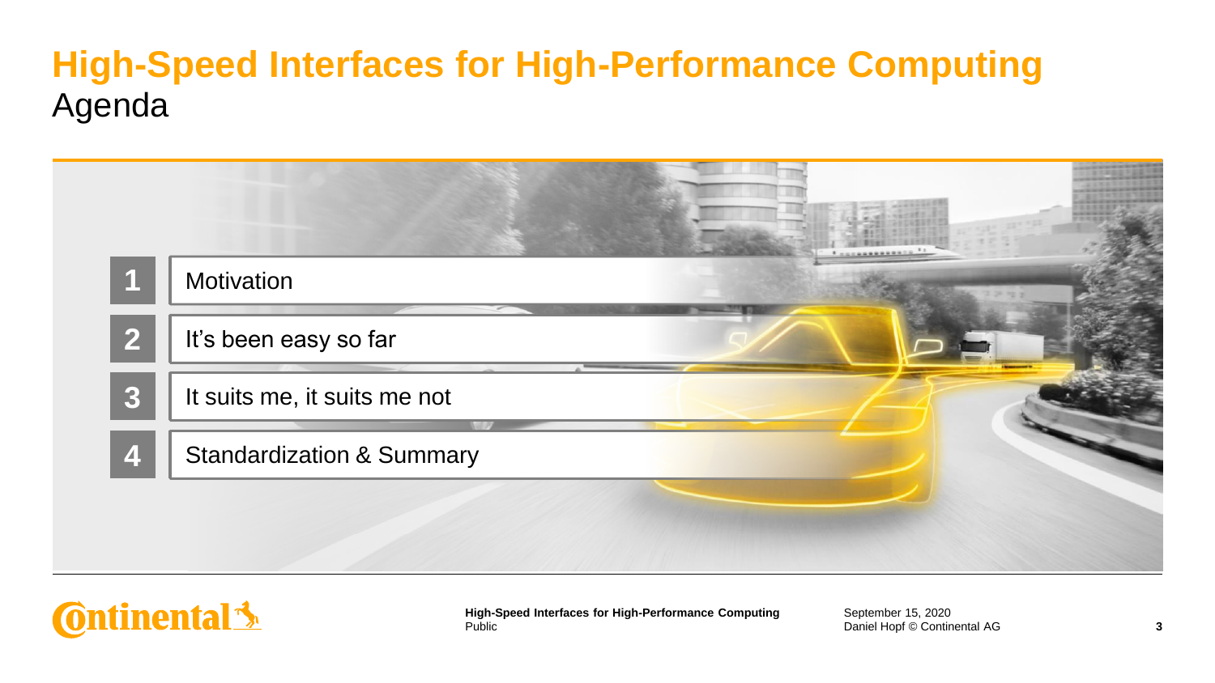# High-Speed Interfaces for High-Performance Computing

## Agenda

1. Motivation
2. It’s been easy so far
3. It suits me, it suits me not
4. Standardization & Summary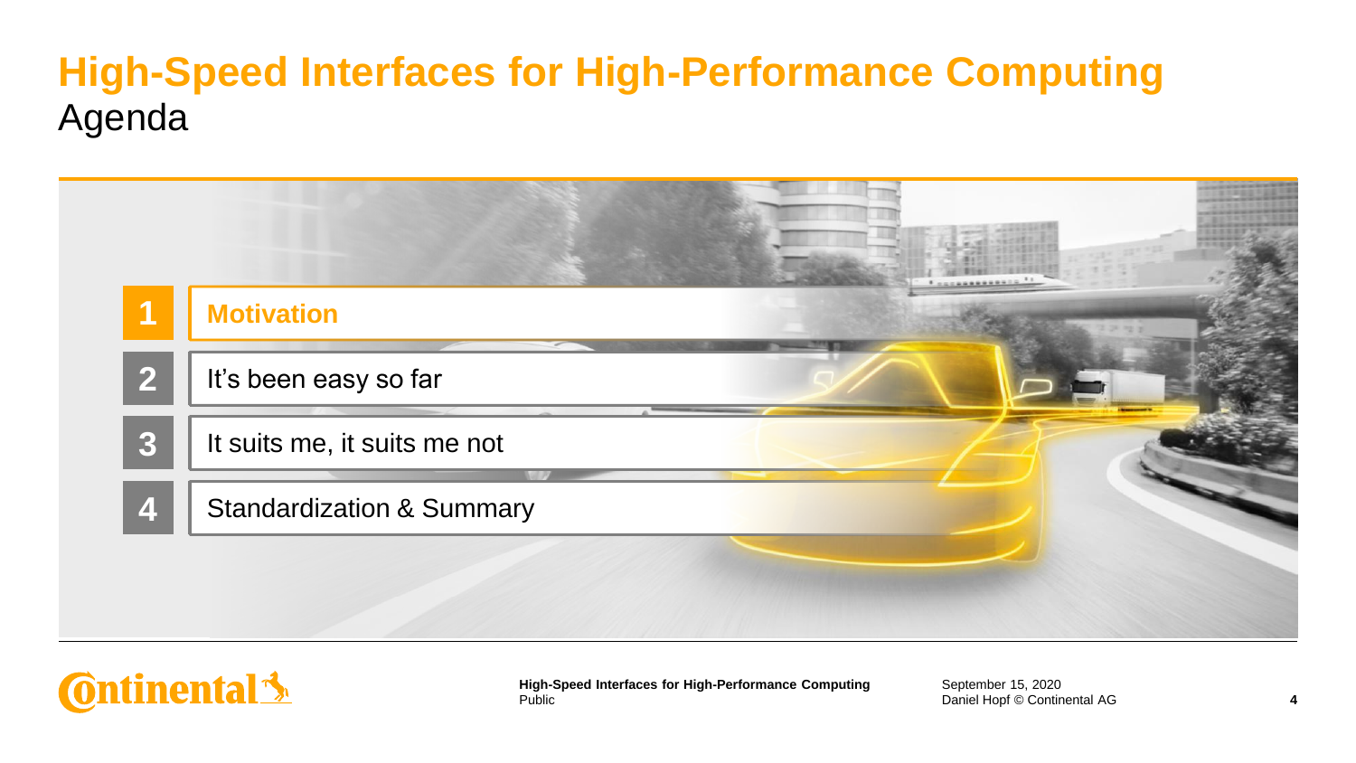# High-Speed Interfaces for High-Performance Computing

## Agenda

1. **Motivation**
2. It’s been easy so far
3. It suits me, it suits me not
4. Standardization & Summary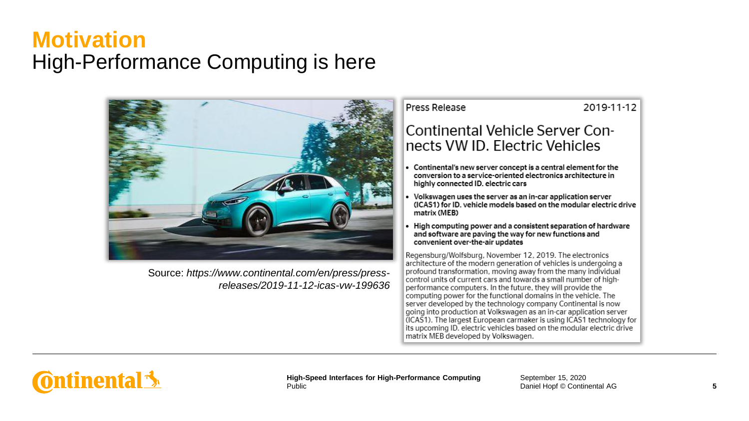# Motivation

## High-Performance Computing is here

Source: *https://www.continental.com/en/press/press-releases/2019-11-12-icas-vw-199636*

Press Release 2019-11-12

### Continental Vehicle Server Connects VW ID. Electric Vehicles

- **Continental's new server concept is a central element for the conversion to a service-oriented electronics architecture in highly connected ID. electric cars**
- **Volkswagen uses the server as an in-car application server (ICAS1) for ID. vehicle models based on the modular electric drive matrix (MEB)**
- **High computing power and a consistent separation of hardware and software are paving the way for new functions and convenient over-the-air updates**

Regensburg/Wolfsburg, November 12, 2019. The electronics architecture of the modern generation of vehicles is undergoing a profound transformation, moving away from the many individual control units of current cars and towards a small number of high-performance computers. In the future, they will provide the computing power for the functional domains in the vehicle. The server developed by the technology company Continental is now going into production at Volkswagen as an in-car application server (ICAS1). The largest European carmaker is using ICAS1 technology for its upcoming ID. electric vehicles based on the modular electric drive matrix MEB developed by Volkswagen.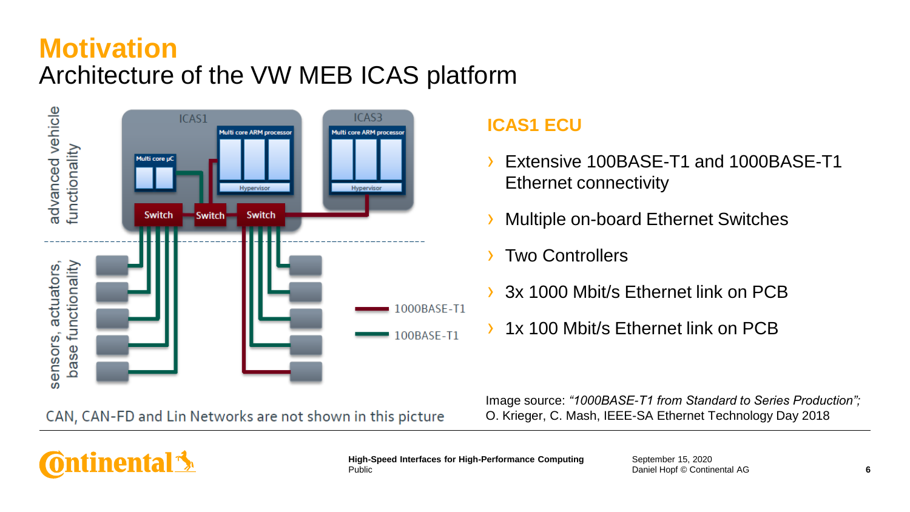# Motivation

## Architecture of the VW MEB ICAS platform

advanced vehicle functionality

sensors, actuators, base functionality

ICAS1

Multi core µC

Multi core ARM processor

Hypervisor

ICAS3

Multi core ARM processor

Hypervisor

Switch Switch Switch

1000BASE-T1

100BASE-T1

CAN, CAN-FD and Lin Networks are not shown in this picture

### ICAS1 ECU

- Extensive 100BASE-T1 and 1000BASE-T1 Ethernet connectivity
- Multiple on-board Ethernet Switches
- Two Controllers
- 3x 1000 Mbit/s Ethernet link on PCB
- 1x 100 Mbit/s Ethernet link on PCB

Image source: *"1000BASE-T1 from Standard to Series Production";* O. Krieger, C. Mash, IEEE-SA Ethernet Technology Day 2018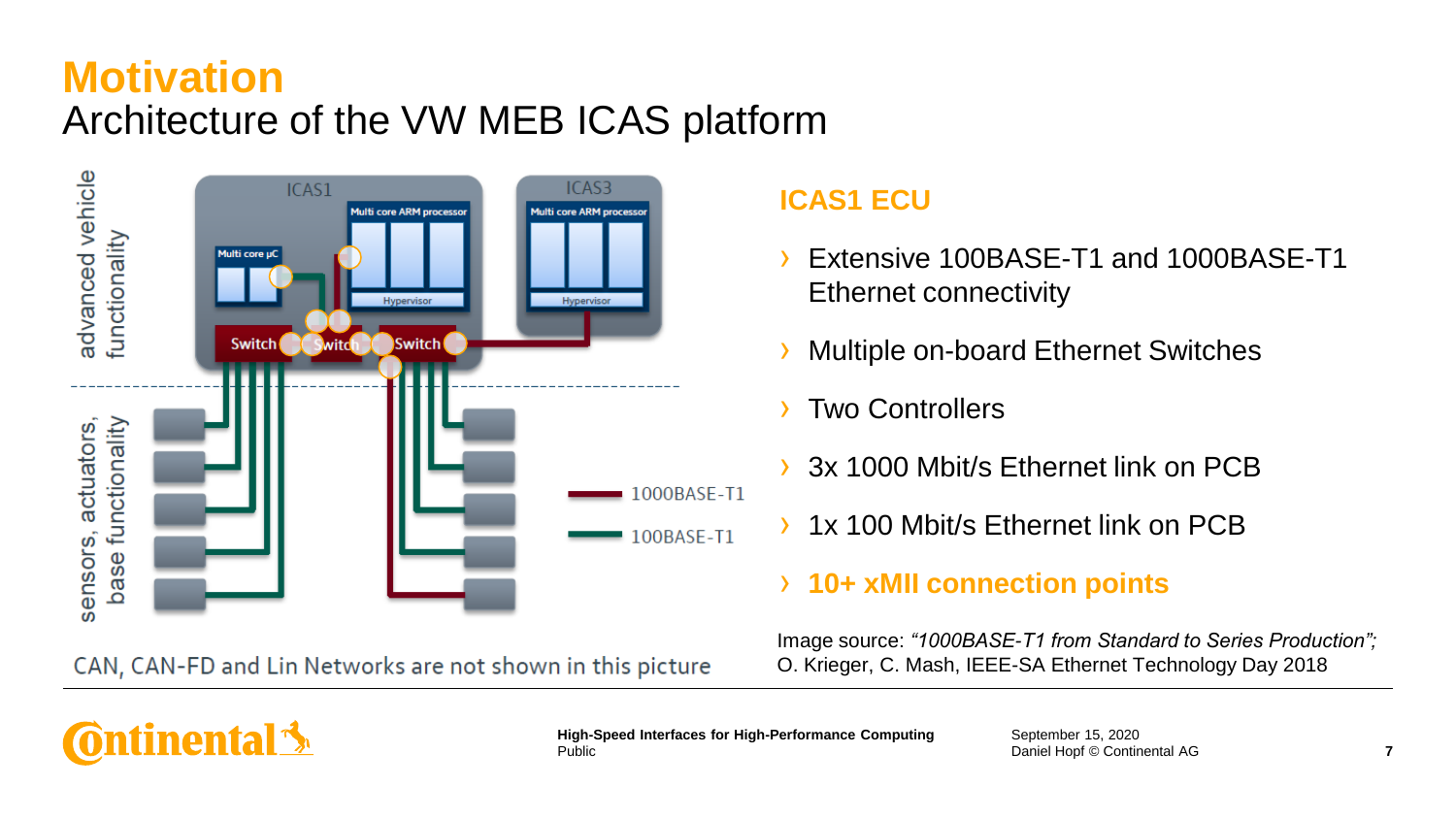# Motivation

## Architecture of the VW MEB ICAS platform

CAN, CAN-FD and Lin Networks are not shown in this picture

### ICAS1 ECU

- Extensive 100BASE-T1 and 1000BASE-T1 Ethernet connectivity
- Multiple on-board Ethernet Switches
- Two Controllers
- 3x 1000 Mbit/s Ethernet link on PCB
- 1x 100 Mbit/s Ethernet link on PCB
- **10+ xMII connection points**

Image source: *"1000BASE-T1 from Standard to Series Production";* O. Krieger, C. Mash, IEEE-SA Ethernet Technology Day 2018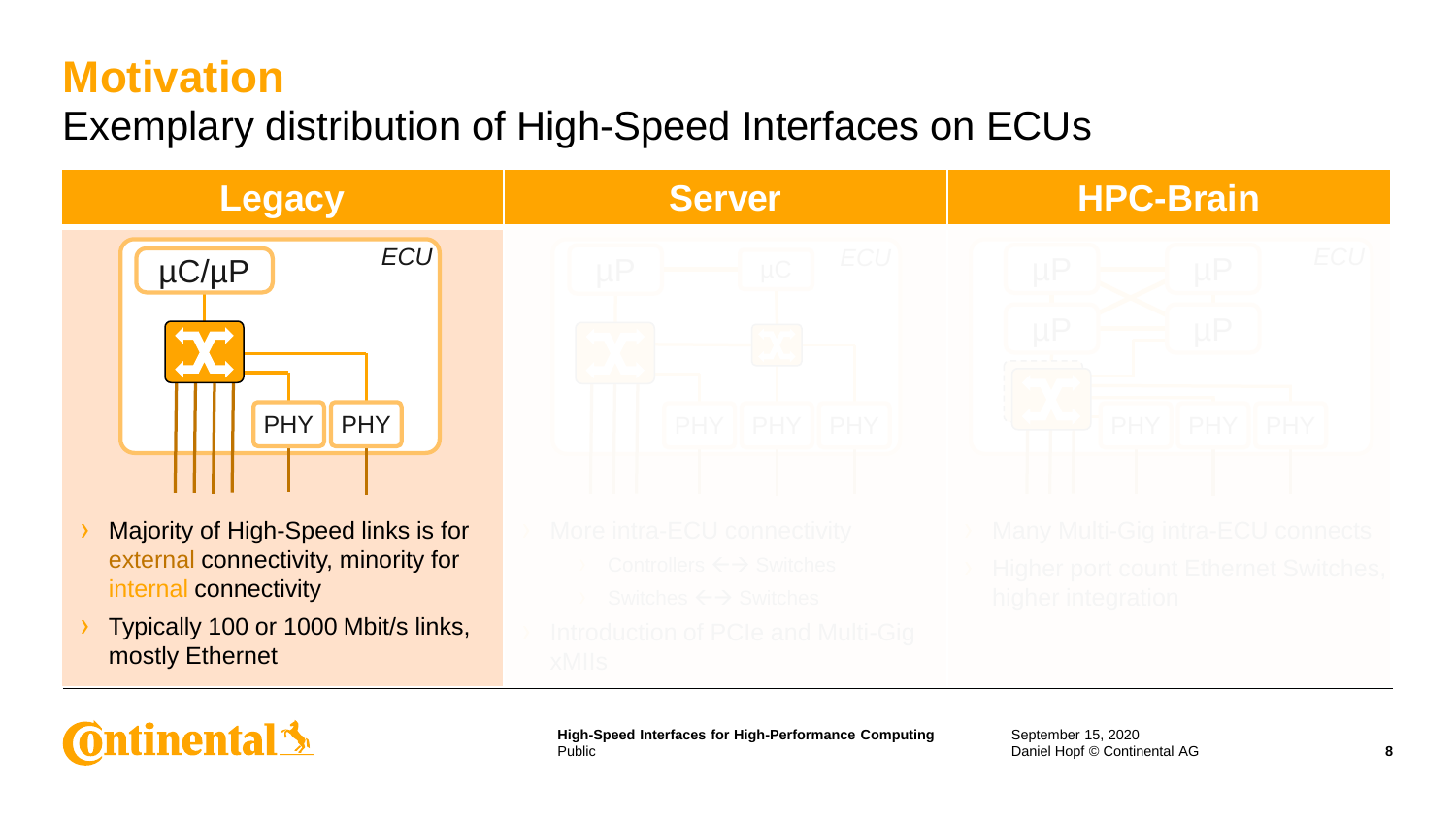# Motivation

## Exemplary distribution of High-Speed Interfaces on ECUs

| Legacy | Server | HPC-Brain |
| --- | --- | --- |
| ECU: µC/µP, PHY, PHY | ECU: µP, µC, PHY, PHY, PHY | ECU: µP, µP, µP, µP, PHY, PHY, PHY |
| › Majority of High-Speed links is for external connectivity, minority for internal connectivity<br>› Typically 100 or 1000 Mbit/s links, mostly Ethernet | More intra-ECU connectivity<br>Controllers ←→ Switches<br>Switches ←→ Switches<br>Introduction of PCIe and Multi-Gig xMIIs | Many Multi-Gig intra-ECU connects<br>Higher port count Ethernet Switches, higher integration |

High-Speed Interfaces for High-Performance Computing
Public

September 15, 2020
Daniel Hopf © Continental AG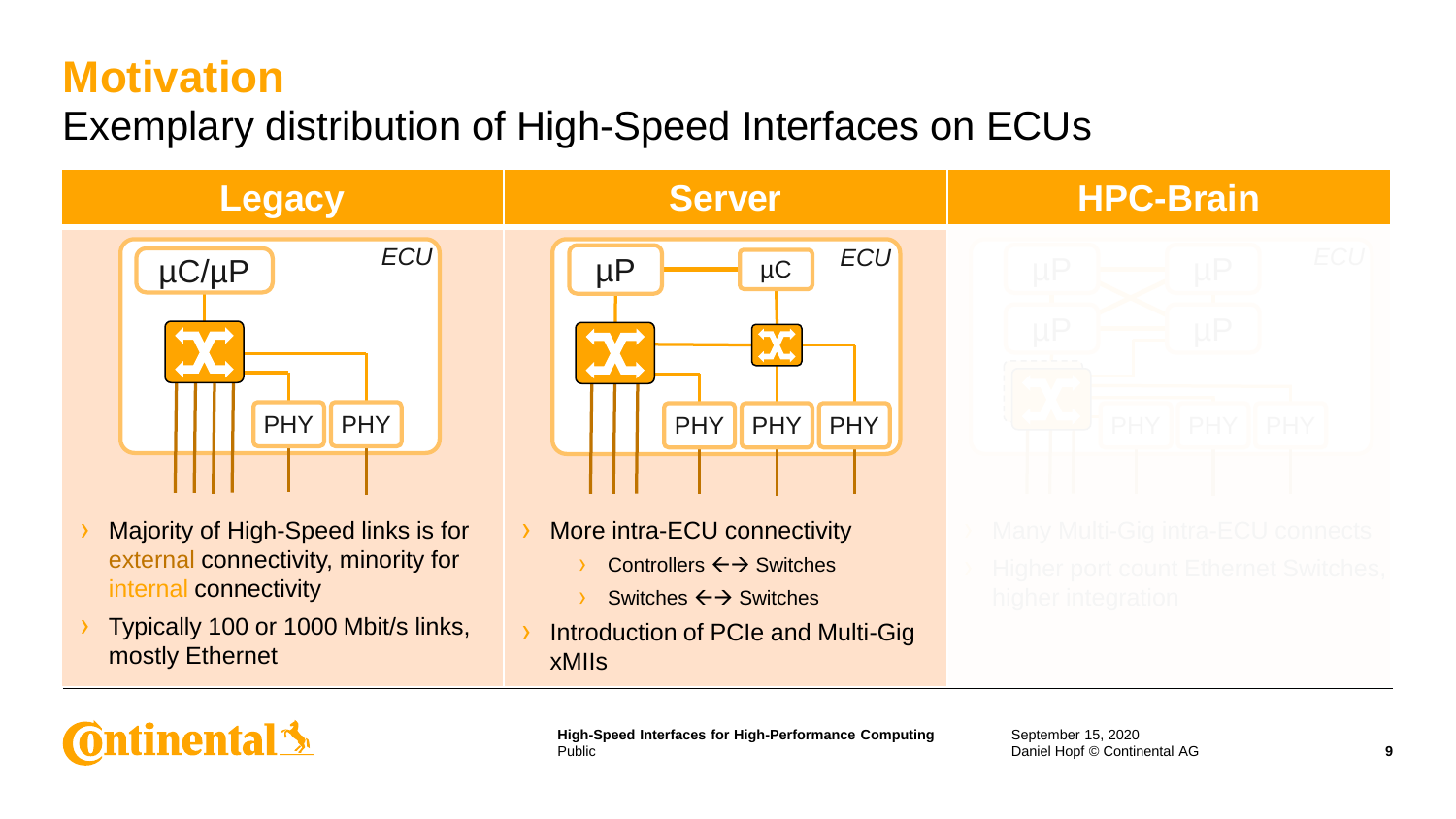# Motivation

## Exemplary distribution of High-Speed Interfaces on ECUs

### Legacy

- Majority of High-Speed links is for external connectivity, minority for internal connectivity
- Typically 100 or 1000 Mbit/s links, mostly Ethernet

### Server

- More intra-ECU connectivity
  - Controllers ←→ Switches
  - Switches ←→ Switches
- Introduction of PCIe and Multi-Gig xMIIs

### HPC-Brain

- Many Multi-Gig intra-ECU connects
- Higher port count Ethernet Switches, higher integration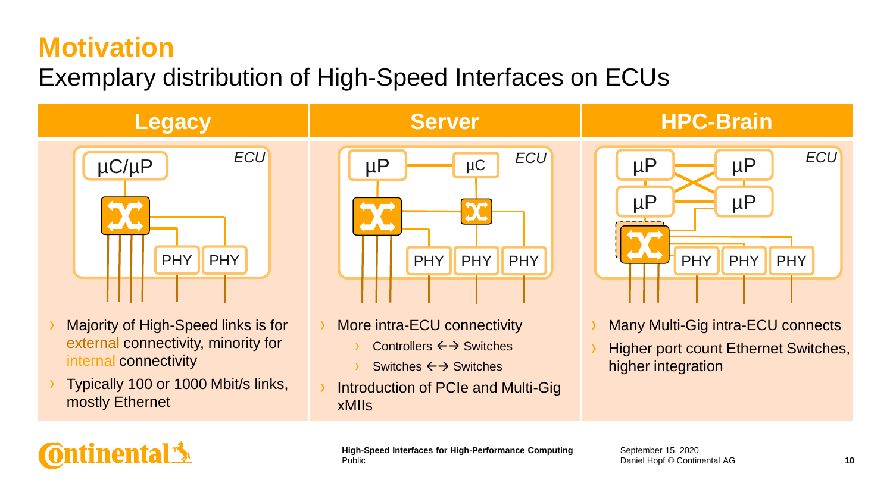# Motivation

## Exemplary distribution of High-Speed Interfaces on ECUs

| Legacy | Server | HPC-Brain |
| --- | --- | --- |
| Majority of High-Speed links is for external connectivity, minority for internal connectivity<br>Typically 100 or 1000 Mbit/s links, mostly Ethernet | More intra-ECU connectivity<br>– Controllers ←→ Switches<br>– Switches ←→ Switches<br>Introduction of PCIe and Multi-Gig xMIIs | Many Multi-Gig intra-ECU connects<br>Higher port count Ethernet Switches, higher integration |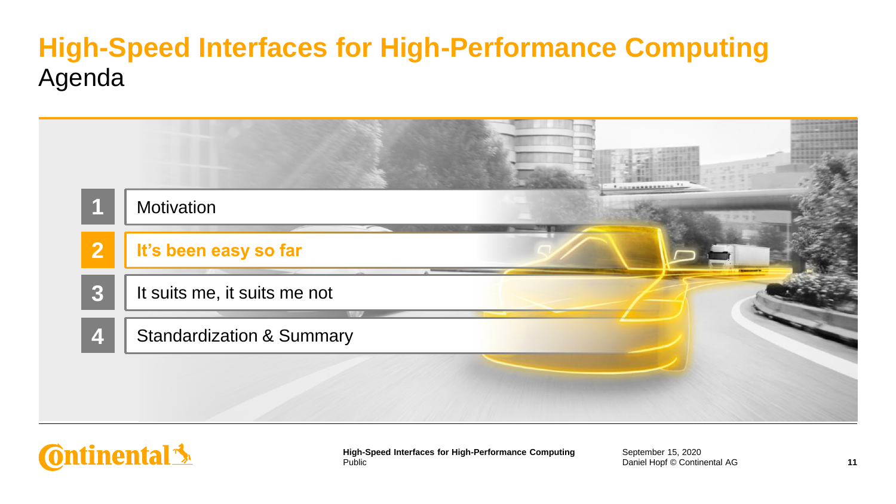# High-Speed Interfaces for High-Performance Computing

## Agenda

1. Motivation
2. **It's been easy so far**
3. It suits me, it suits me not
4. Standardization & Summary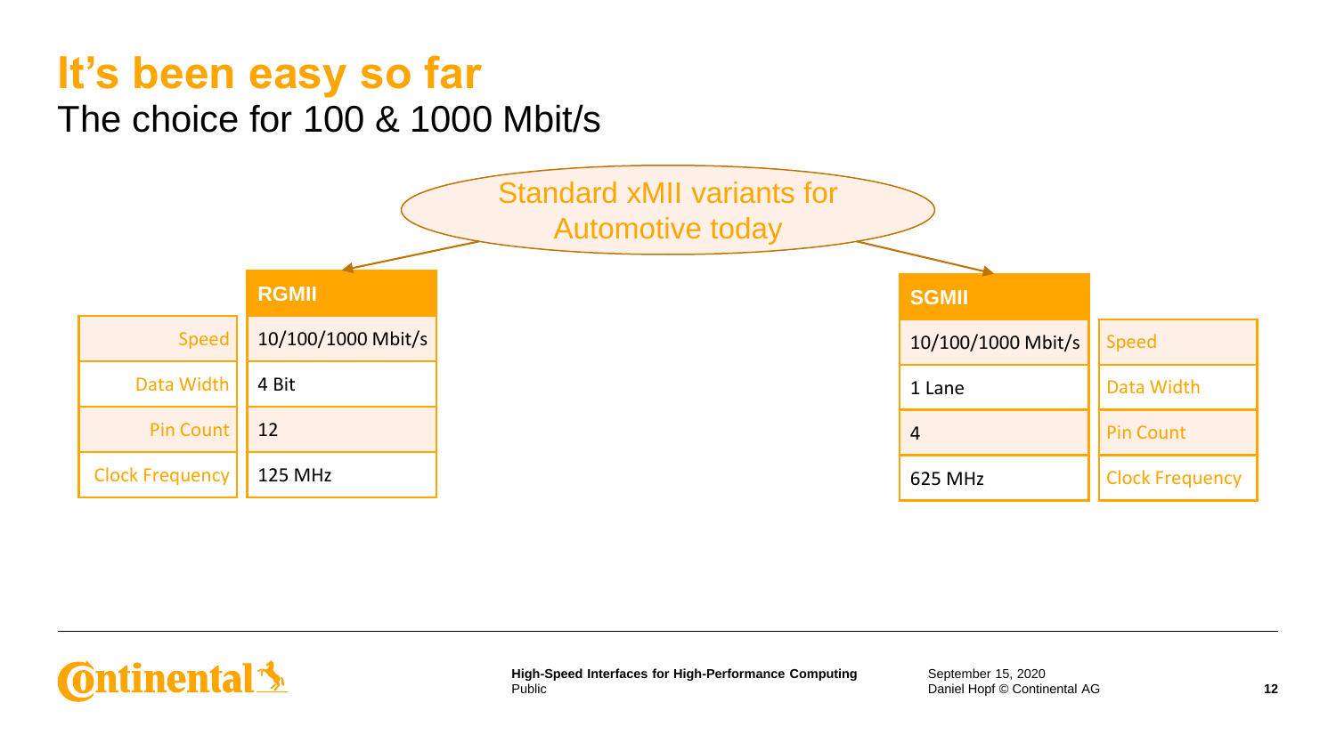# It's been easy so far

## The choice for 100 & 1000 Mbit/s

Standard xMII variants for Automotive today

| | RGMII | SGMII |
|---|---|---|
| Speed | 10/100/1000 Mbit/s | 10/100/1000 Mbit/s |
| Data Width | 4 Bit | 1 Lane |
| Pin Count | 12 | 4 |
| Clock Frequency | 125 MHz | 625 MHz |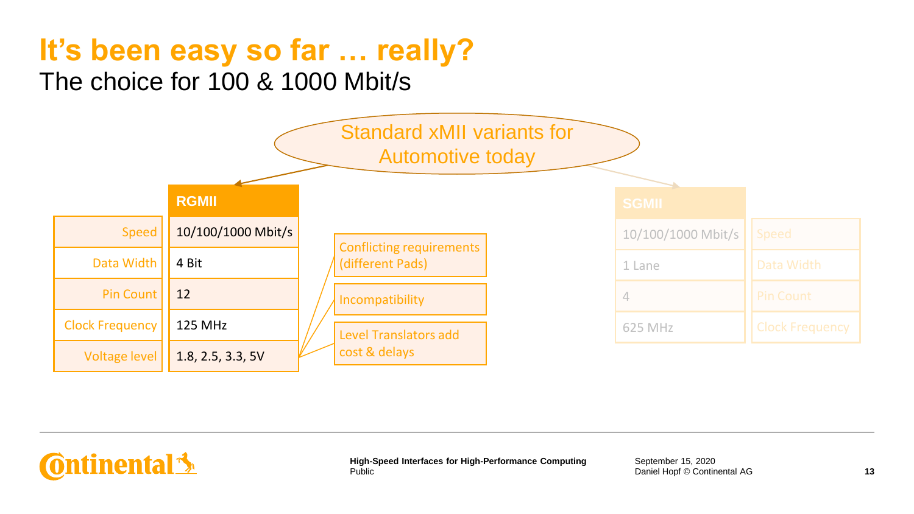# It's been easy so far … really?

## The choice for 100 & 1000 Mbit/s

Standard xMII variants for Automotive today

| | RGMII |
|---|---|
| Speed | 10/100/1000 Mbit/s |
| Data Width | 4 Bit |
| Pin Count | 12 |
| Clock Frequency | 125 MHz |
| Voltage level | 1.8, 2.5, 3.3, 5V |

- Conflicting requirements (different Pads)
- Incompatibility
- Level Translators add cost & delays

| SGMII | |
|---|---|
| 10/100/1000 Mbit/s | Speed |
| 1 Lane | Data Width |
| 4 | Pin Count |
| 625 MHz | Clock Frequency |

High-Speed Interfaces for High-Performance Computing
Public

September 15, 2020
Daniel Hopf © Continental AG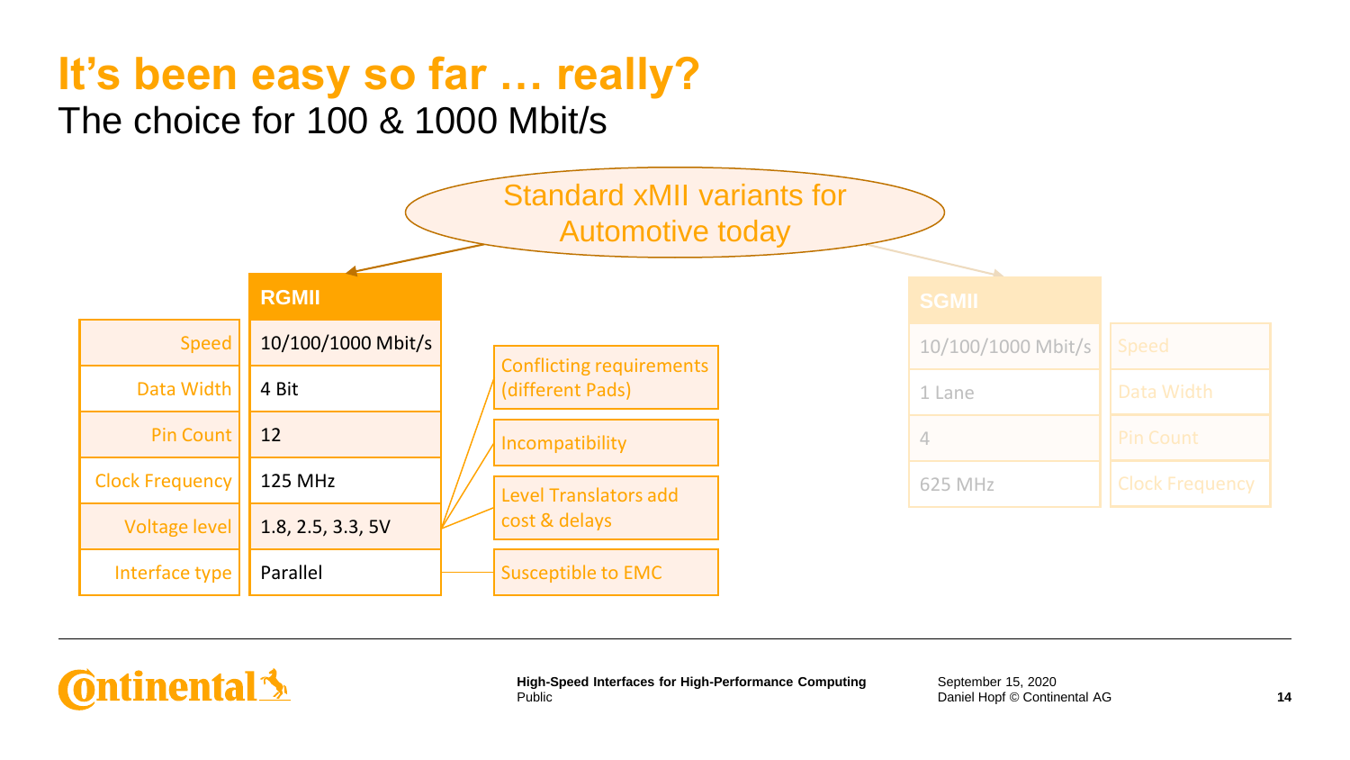# It’s been easy so far … really?

## The choice for 100 & 1000 Mbit/s

Standard xMII variants for Automotive today

| | RGMII |
|---|---|
| Speed | 10/100/1000 Mbit/s |
| Data Width | 4 Bit |
| Pin Count | 12 |
| Clock Frequency | 125 MHz |
| Voltage level | 1.8, 2.5, 3.3, 5V |
| Interface type | Parallel |

- Conflicting requirements (different Pads)
- Incompatibility
- Level Translators add cost & delays
- Susceptible to EMC

| SGMII | |
|---|---|
| 10/100/1000 Mbit/s | Speed |
| 1 Lane | Data Width |
| 4 | Pin Count |
| 625 MHz | Clock Frequency |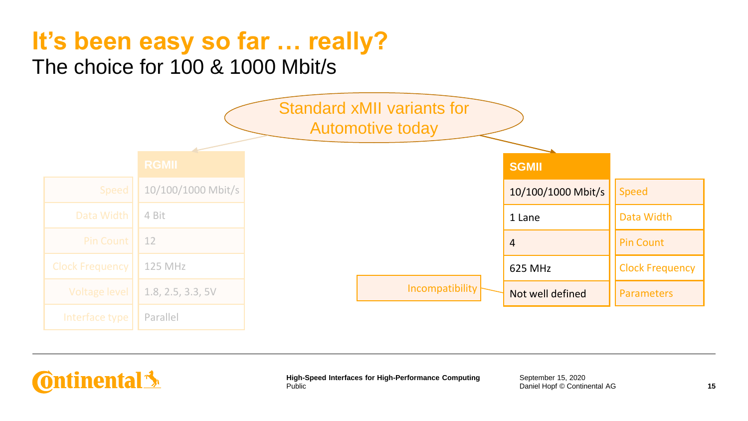# It's been easy so far … really?

## The choice for 100 & 1000 Mbit/s

Standard xMII variants for Automotive today

| | RGMII |
|---|---|
| Speed | 10/100/1000 Mbit/s |
| Data Width | 4 Bit |
| Pin Count | 12 |
| Clock Frequency | 125 MHz |
| Voltage level | 1.8, 2.5, 3.3, 5V |
| Interface type | Parallel |

| SGMII | |
|---|---|
| 10/100/1000 Mbit/s | Speed |
| 1 Lane | Data Width |
| 4 | Pin Count |
| 625 MHz | Clock Frequency |
| Not well defined | Parameters |

Incompatibility → Not well defined

High-Speed Interfaces for High-Performance Computing
Public

September 15, 2020
Daniel Hopf © Continental AG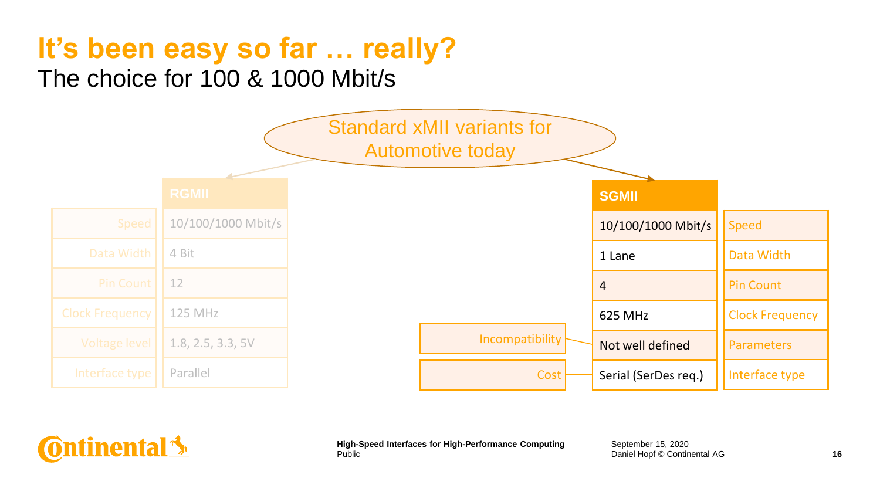# It's been easy so far … really?

## The choice for 100 & 1000 Mbit/s

Standard xMII variants for Automotive today

| | RGMII |
|---|---|
| Speed | 10/100/1000 Mbit/s |
| Data Width | 4 Bit |
| Pin Count | 12 |
| Clock Frequency | 125 MHz |
| Voltage level | 1.8, 2.5, 3.3, 5V |
| Interface type | Parallel |

| | SGMII | |
|---|---|---|
| | 10/100/1000 Mbit/s | Speed |
| | 1 Lane | Data Width |
| | 4 | Pin Count |
| | 625 MHz | Clock Frequency |
| Incompatibility | Not well defined | Parameters |
| Cost | Serial (SerDes req.) | Interface type |

High-Speed Interfaces for High-Performance Computing
Public

September 15, 2020
Daniel Hopf © Continental AG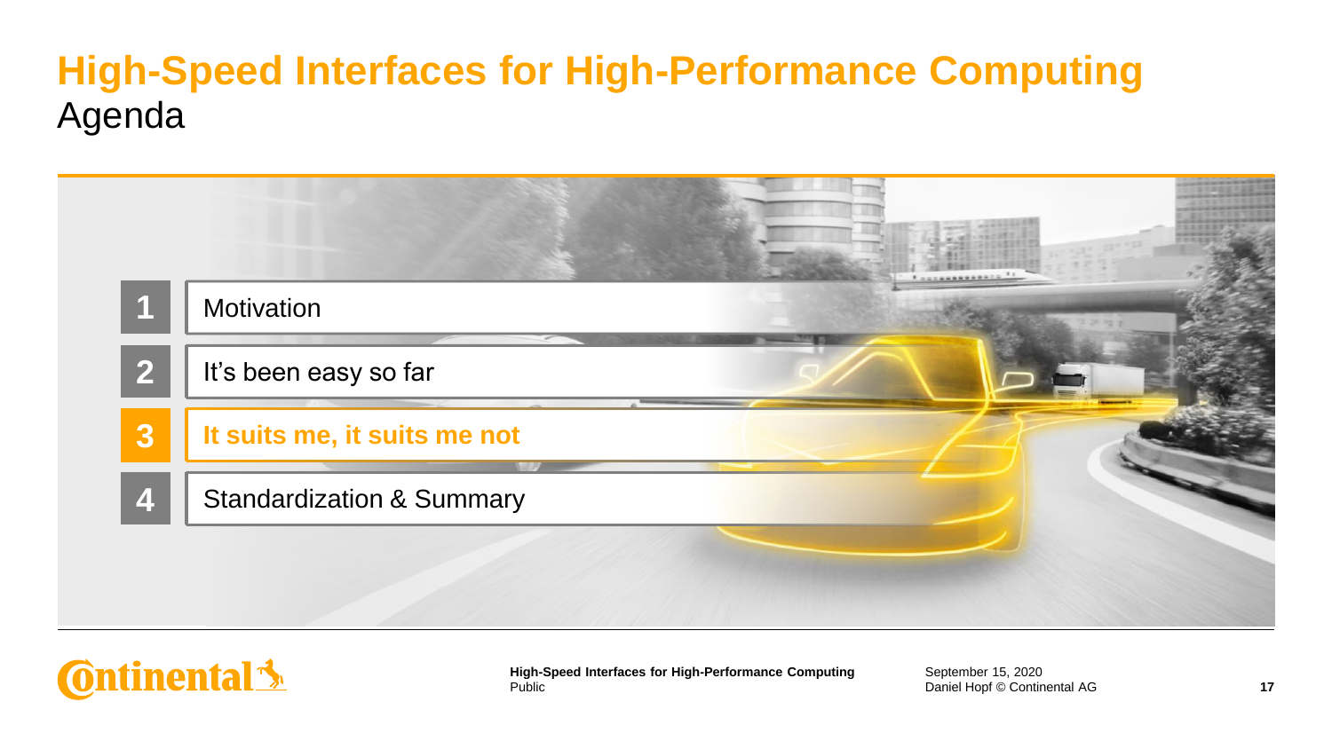# High-Speed Interfaces for High-Performance Computing

## Agenda

1. Motivation
2. It's been easy so far
3. **It suits me, it suits me not**
4. Standardization & Summary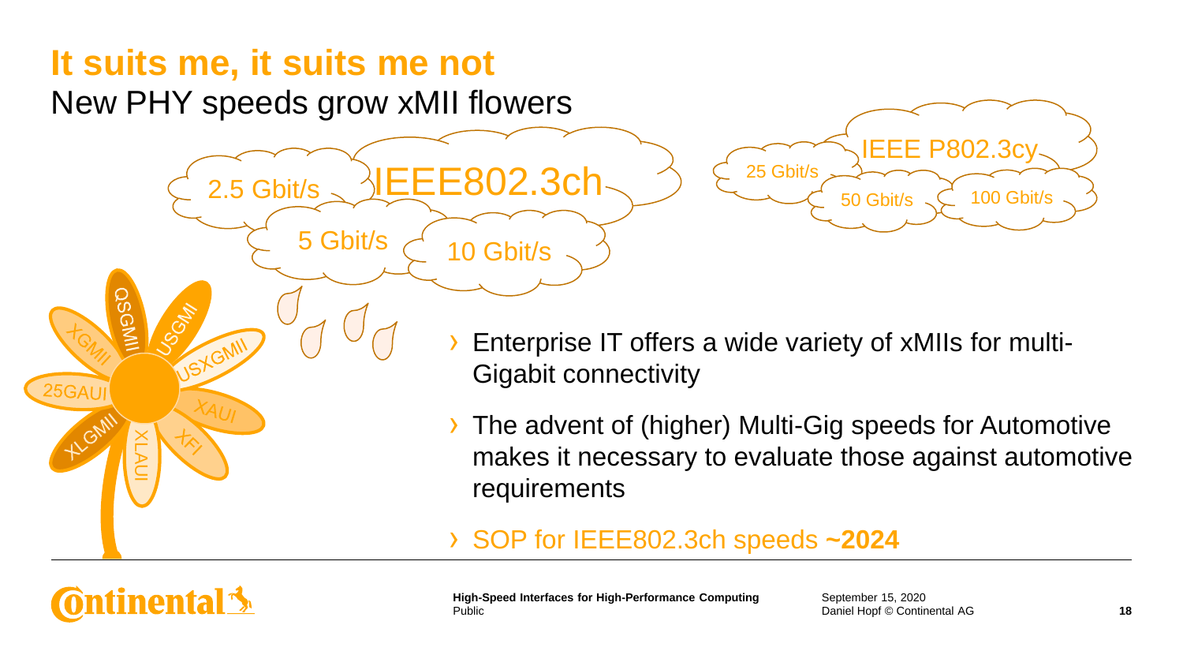# It suits me, it suits me not

## New PHY speeds grow xMII flowers

2.5 Gbit/s — IEEE802.3ch — 5 Gbit/s — 10 Gbit/s

IEEE P802.3cy — 25 Gbit/s — 50 Gbit/s — 100 Gbit/s

QSGMII, USGMII, XGMII, USXGMII, 25GAUI, XAUI, XLGMII, XFI, XLAUI

- Enterprise IT offers a wide variety of xMIIs for multi-Gigabit connectivity
- The advent of (higher) Multi-Gig speeds for Automotive makes it necessary to evaluate those against automotive requirements
- SOP for IEEE802.3ch speeds **~2024**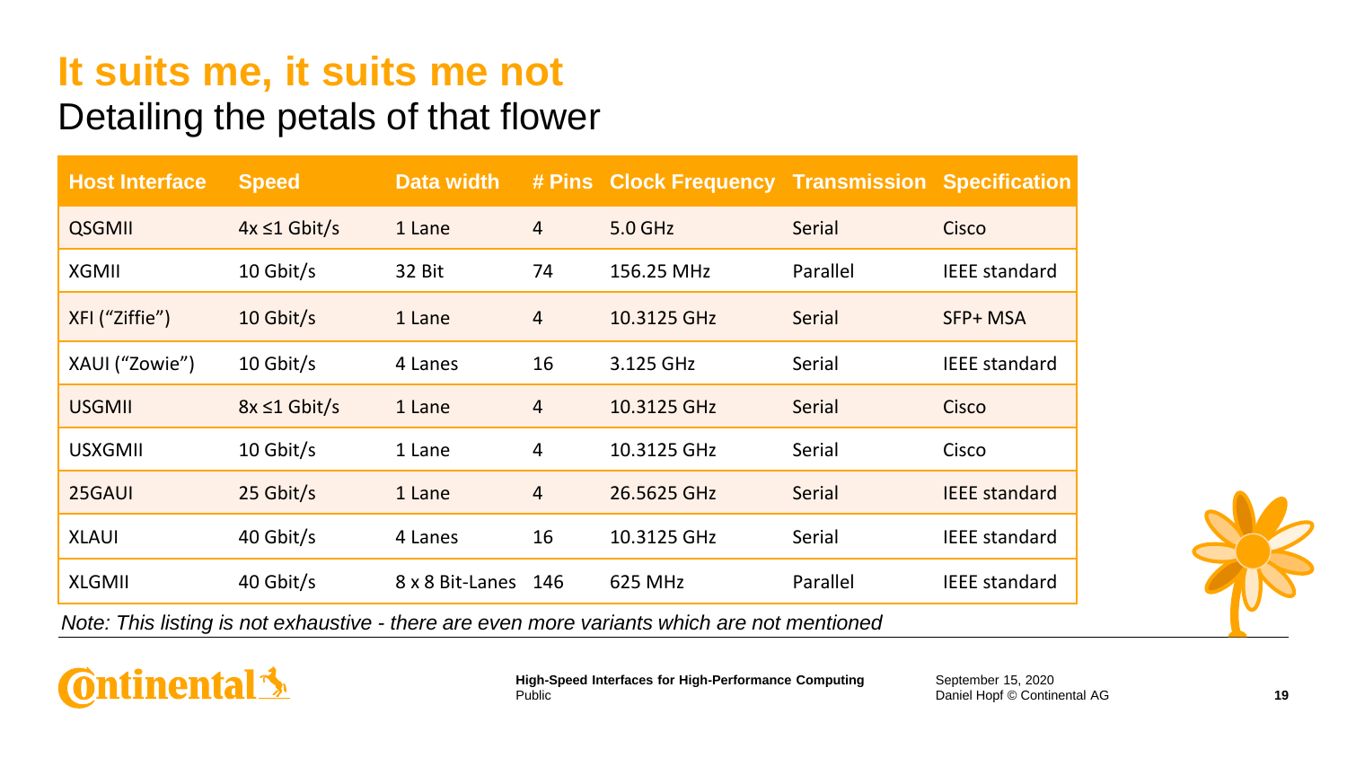# It suits me, it suits me not

## Detailing the petals of that flower

| Host Interface | Speed | Data width | # Pins | Clock Frequency | Transmission | Specification |
|---|---|---|---|---|---|---|
| QSGMII | 4x ≤1 Gbit/s | 1 Lane | 4 | 5.0 GHz | Serial | Cisco |
| XGMII | 10 Gbit/s | 32 Bit | 74 | 156.25 MHz | Parallel | IEEE standard |
| XFI (“Ziffie”) | 10 Gbit/s | 1 Lane | 4 | 10.3125 GHz | Serial | SFP+ MSA |
| XAUI (“Zowie”) | 10 Gbit/s | 4 Lanes | 16 | 3.125 GHz | Serial | IEEE standard |
| USGMII | 8x ≤1 Gbit/s | 1 Lane | 4 | 10.3125 GHz | Serial | Cisco |
| USXGMII | 10 Gbit/s | 1 Lane | 4 | 10.3125 GHz | Serial | Cisco |
| 25GAUI | 25 Gbit/s | 1 Lane | 4 | 26.5625 GHz | Serial | IEEE standard |
| XLAUI | 40 Gbit/s | 4 Lanes | 16 | 10.3125 GHz | Serial | IEEE standard |
| XLGMII | 40 Gbit/s | 8 x 8 Bit-Lanes | 146 | 625 MHz | Parallel | IEEE standard |

*Note: This listing is not exhaustive - there are even more variants which are not mentioned*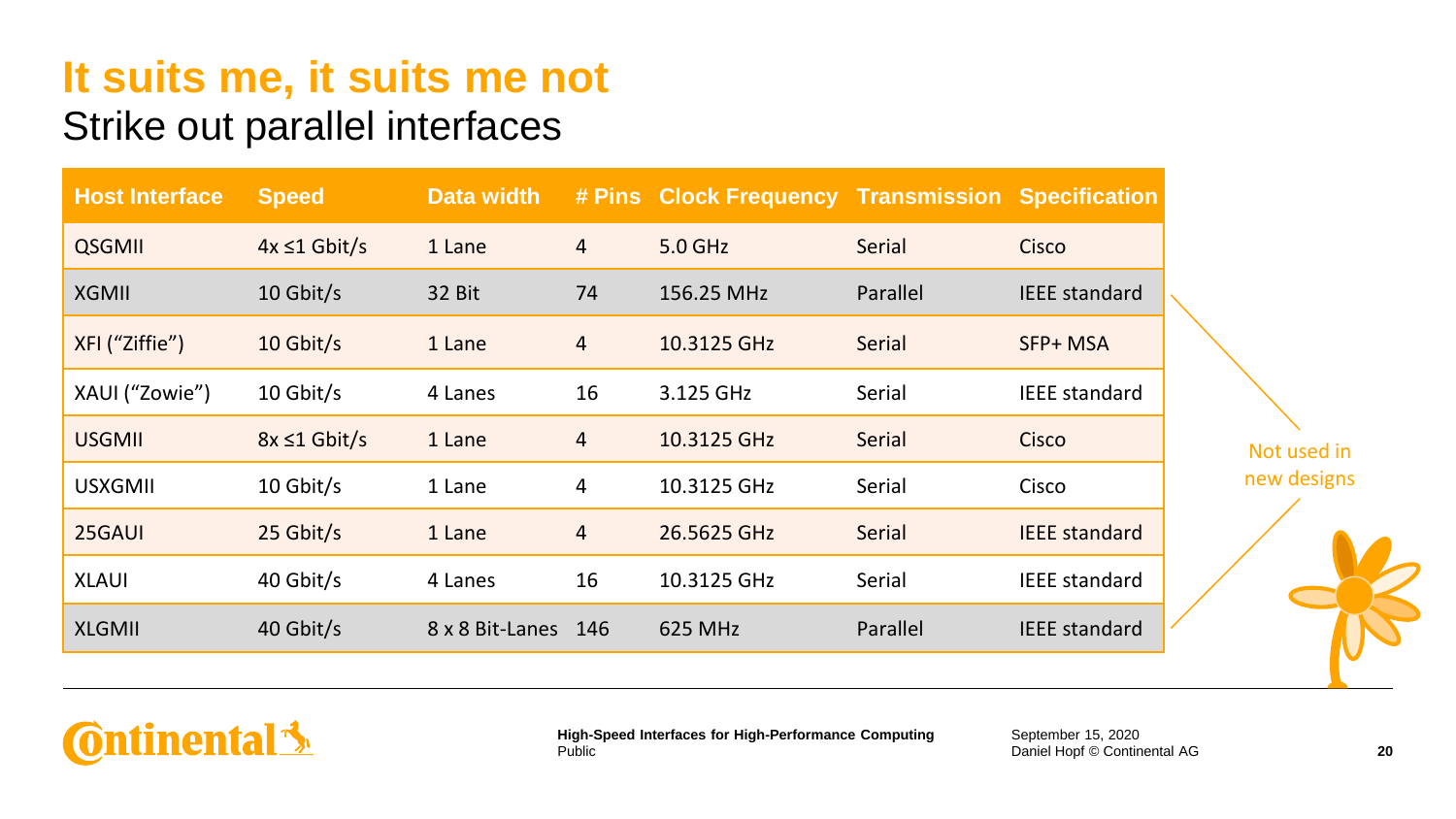# It suits me, it suits me not

## Strike out parallel interfaces

| Host Interface | Speed | Data width | # Pins | Clock Frequency | Transmission | Specification |
|---|---|---|---|---|---|---|
| QSGMII | 4x ≤1 Gbit/s | 1 Lane | 4 | 5.0 GHz | Serial | Cisco |
| XGMII | 10 Gbit/s | 32 Bit | 74 | 156.25 MHz | Parallel | IEEE standard |
| XFI (“Ziffie”) | 10 Gbit/s | 1 Lane | 4 | 10.3125 GHz | Serial | SFP+ MSA |
| XAUI (“Zowie”) | 10 Gbit/s | 4 Lanes | 16 | 3.125 GHz | Serial | IEEE standard |
| USGMII | 8x ≤1 Gbit/s | 1 Lane | 4 | 10.3125 GHz | Serial | Cisco |
| USXGMII | 10 Gbit/s | 1 Lane | 4 | 10.3125 GHz | Serial | Cisco |
| 25GAUI | 25 Gbit/s | 1 Lane | 4 | 26.5625 GHz | Serial | IEEE standard |
| XLAUI | 40 Gbit/s | 4 Lanes | 16 | 10.3125 GHz | Serial | IEEE standard |
| XLGMII | 40 Gbit/s | 8 x 8 Bit-Lanes | 146 | 625 MHz | Parallel | IEEE standard |

Not used in new designs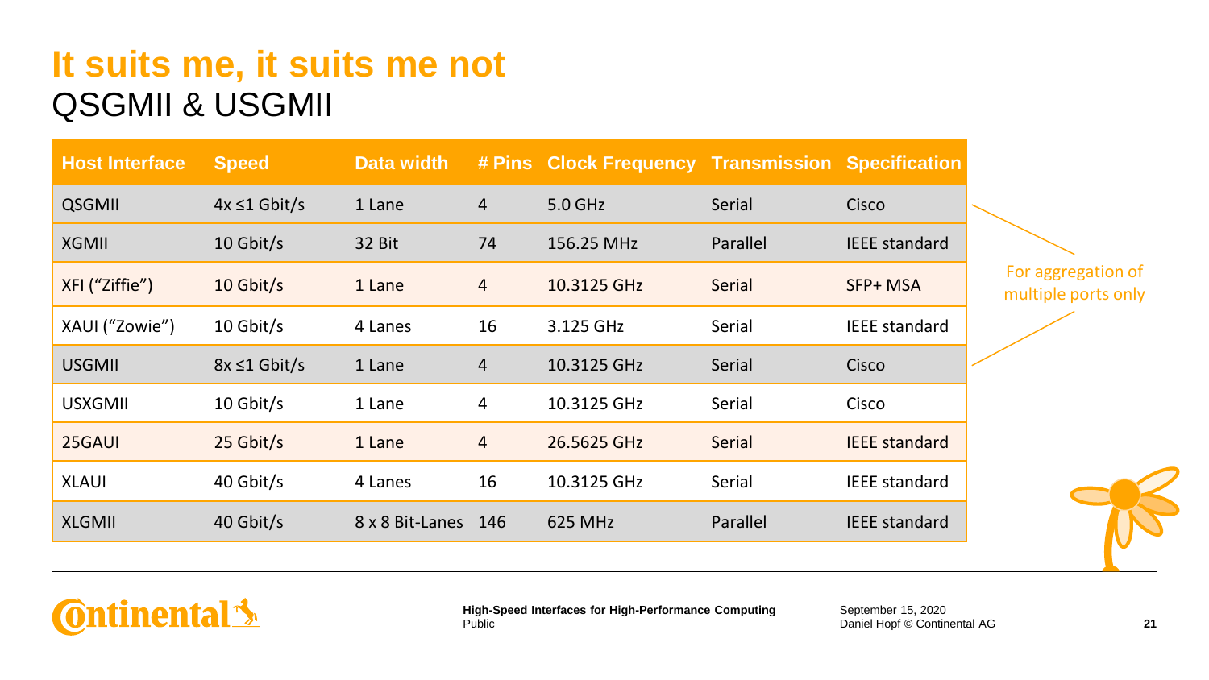# It suits me, it suits me not

## QSGMII & USGMII

| Host Interface | Speed | Data width | # Pins | Clock Frequency | Transmission | Specification |
|---|---|---|---|---|---|---|
| QSGMII | 4x ≤1 Gbit/s | 1 Lane | 4 | 5.0 GHz | Serial | Cisco |
| XGMII | 10 Gbit/s | 32 Bit | 74 | 156.25 MHz | Parallel | IEEE standard |
| XFI (“Ziffie”) | 10 Gbit/s | 1 Lane | 4 | 10.3125 GHz | Serial | SFP+ MSA |
| XAUI (“Zowie”) | 10 Gbit/s | 4 Lanes | 16 | 3.125 GHz | Serial | IEEE standard |
| USGMII | 8x ≤1 Gbit/s | 1 Lane | 4 | 10.3125 GHz | Serial | Cisco |
| USXGMII | 10 Gbit/s | 1 Lane | 4 | 10.3125 GHz | Serial | Cisco |
| 25GAUI | 25 Gbit/s | 1 Lane | 4 | 26.5625 GHz | Serial | IEEE standard |
| XLAUI | 40 Gbit/s | 4 Lanes | 16 | 10.3125 GHz | Serial | IEEE standard |
| XLGMII | 40 Gbit/s | 8 x 8 Bit-Lanes | 146 | 625 MHz | Parallel | IEEE standard |

For aggregation of multiple ports only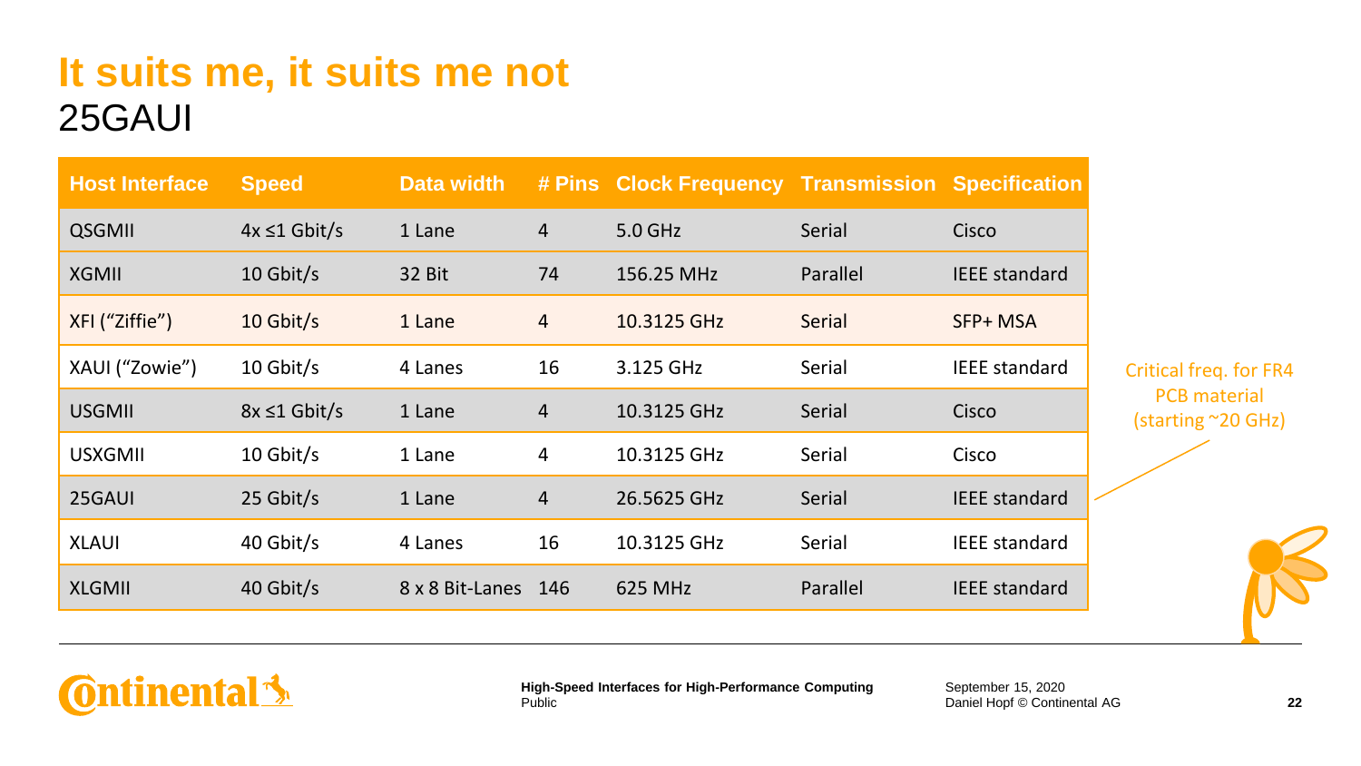# It suits me, it suits me not

## 25GAUI

| Host Interface | Speed | Data width | # Pins | Clock Frequency | Transmission | Specification |
|---|---|---|---|---|---|---|
| QSGMII | 4x ≤1 Gbit/s | 1 Lane | 4 | 5.0 GHz | Serial | Cisco |
| XGMII | 10 Gbit/s | 32 Bit | 74 | 156.25 MHz | Parallel | IEEE standard |
| XFI (“Ziffie”) | 10 Gbit/s | 1 Lane | 4 | 10.3125 GHz | Serial | SFP+ MSA |
| XAUI (“Zowie”) | 10 Gbit/s | 4 Lanes | 16 | 3.125 GHz | Serial | IEEE standard |
| USGMII | 8x ≤1 Gbit/s | 1 Lane | 4 | 10.3125 GHz | Serial | Cisco |
| USXGMII | 10 Gbit/s | 1 Lane | 4 | 10.3125 GHz | Serial | Cisco |
| 25GAUI | 25 Gbit/s | 1 Lane | 4 | 26.5625 GHz | Serial | IEEE standard |
| XLAUI | 40 Gbit/s | 4 Lanes | 16 | 10.3125 GHz | Serial | IEEE standard |
| XLGMII | 40 Gbit/s | 8 x 8 Bit-Lanes | 146 | 625 MHz | Parallel | IEEE standard |

Critical freq. for FR4 PCB material (starting ~20 GHz)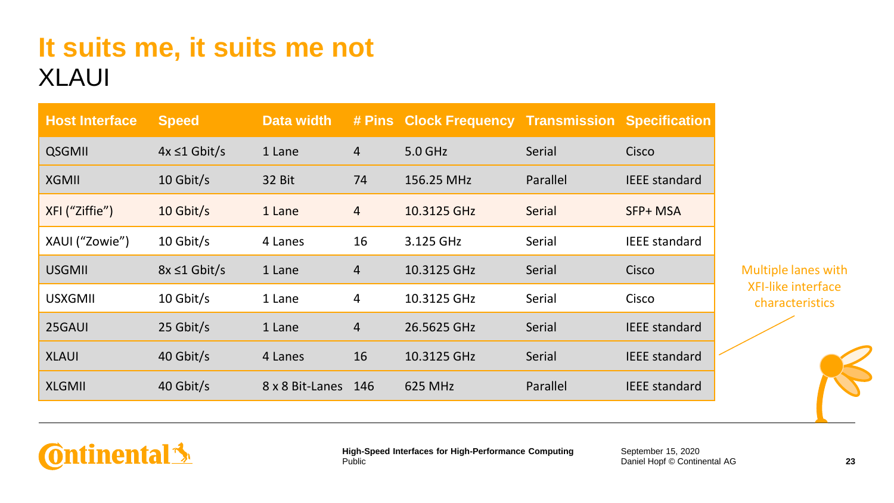# It suits me, it suits me not

## XLAUI

| Host Interface | Speed | Data width | # Pins | Clock Frequency | Transmission | Specification |
|---|---|---|---|---|---|---|
| QSGMII | 4x ≤1 Gbit/s | 1 Lane | 4 | 5.0 GHz | Serial | Cisco |
| XGMII | 10 Gbit/s | 32 Bit | 74 | 156.25 MHz | Parallel | IEEE standard |
| XFI (“Ziffie”) | 10 Gbit/s | 1 Lane | 4 | 10.3125 GHz | Serial | SFP+ MSA |
| XAUI (“Zowie”) | 10 Gbit/s | 4 Lanes | 16 | 3.125 GHz | Serial | IEEE standard |
| USGMII | 8x ≤1 Gbit/s | 1 Lane | 4 | 10.3125 GHz | Serial | Cisco |
| USXGMII | 10 Gbit/s | 1 Lane | 4 | 10.3125 GHz | Serial | Cisco |
| 25GAUI | 25 Gbit/s | 1 Lane | 4 | 26.5625 GHz | Serial | IEEE standard |
| XLAUI | 40 Gbit/s | 4 Lanes | 16 | 10.3125 GHz | Serial | IEEE standard |
| XLGMII | 40 Gbit/s | 8 x 8 Bit-Lanes | 146 | 625 MHz | Parallel | IEEE standard |

Multiple lanes with XFI-like interface characteristics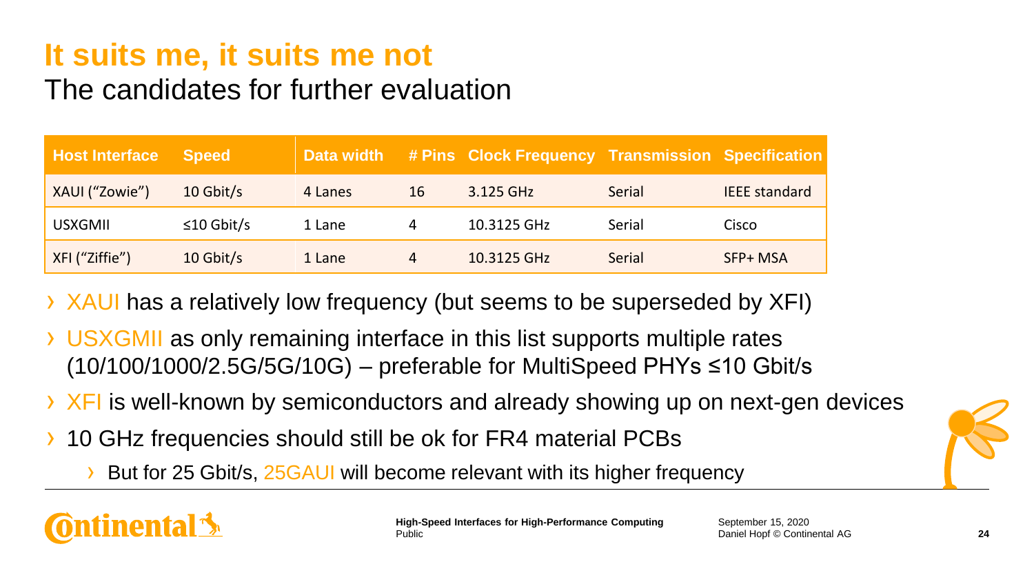# It suits me, it suits me not

## The candidates for further evaluation

| Host Interface | Speed | Data width | # Pins | Clock Frequency | Transmission | Specification |
|---|---|---|---|---|---|---|
| XAUI ("Zowie") | 10 Gbit/s | 4 Lanes | 16 | 3.125 GHz | Serial | IEEE standard |
| USXGMII | ≤10 Gbit/s | 1 Lane | 4 | 10.3125 GHz | Serial | Cisco |
| XFI ("Ziffie") | 10 Gbit/s | 1 Lane | 4 | 10.3125 GHz | Serial | SFP+ MSA |

- XAUI has a relatively low frequency (but seems to be superseded by XFI)
- USXGMII as only remaining interface in this list supports multiple rates (10/100/1000/2.5G/5G/10G) – preferable for MultiSpeed PHYs ≤10 Gbit/s
- XFI is well-known by semiconductors and already showing up on next-gen devices
- 10 GHz frequencies should still be ok for FR4 material PCBs
  - But for 25 Gbit/s, 25GAUI will become relevant with its higher frequency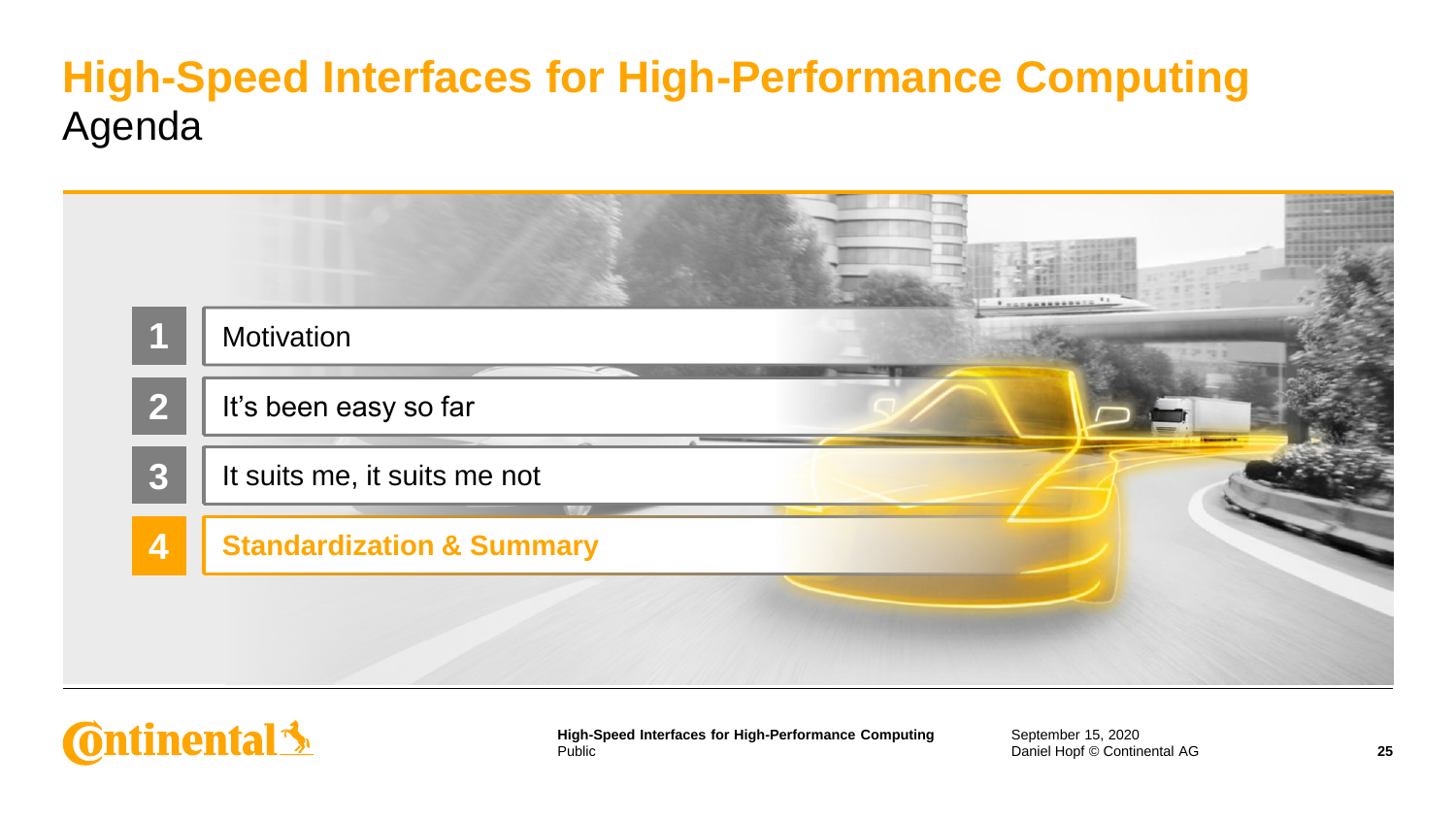# High-Speed Interfaces for High-Performance Computing

## Agenda

1. Motivation
2. It's been easy so far
3. It suits me, it suits me not
4. **Standardization & Summary**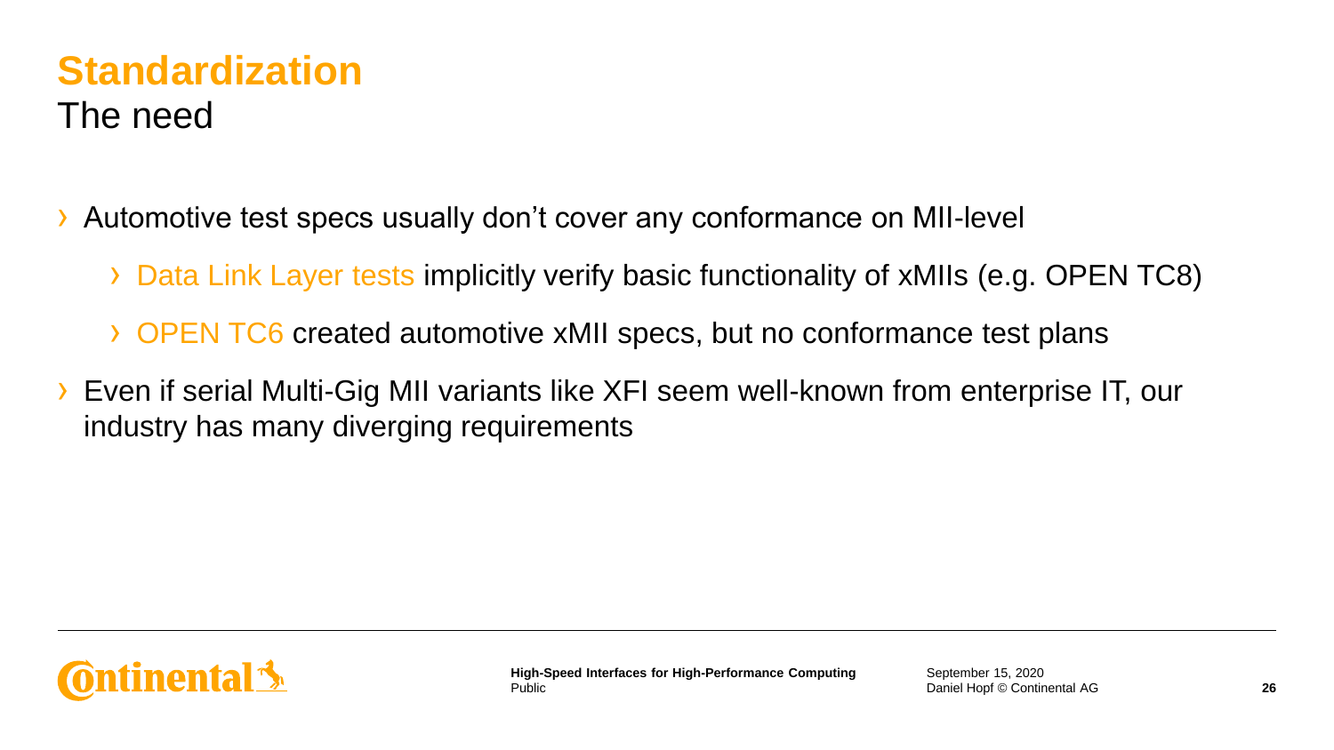# Standardization

## The need

- Automotive test specs usually don't cover any conformance on MII-level
  - Data Link Layer tests implicitly verify basic functionality of xMIIs (e.g. OPEN TC8)
  - OPEN TC6 created automotive xMII specs, but no conformance test plans
- Even if serial Multi-Gig MII variants like XFI seem well-known from enterprise IT, our industry has many diverging requirements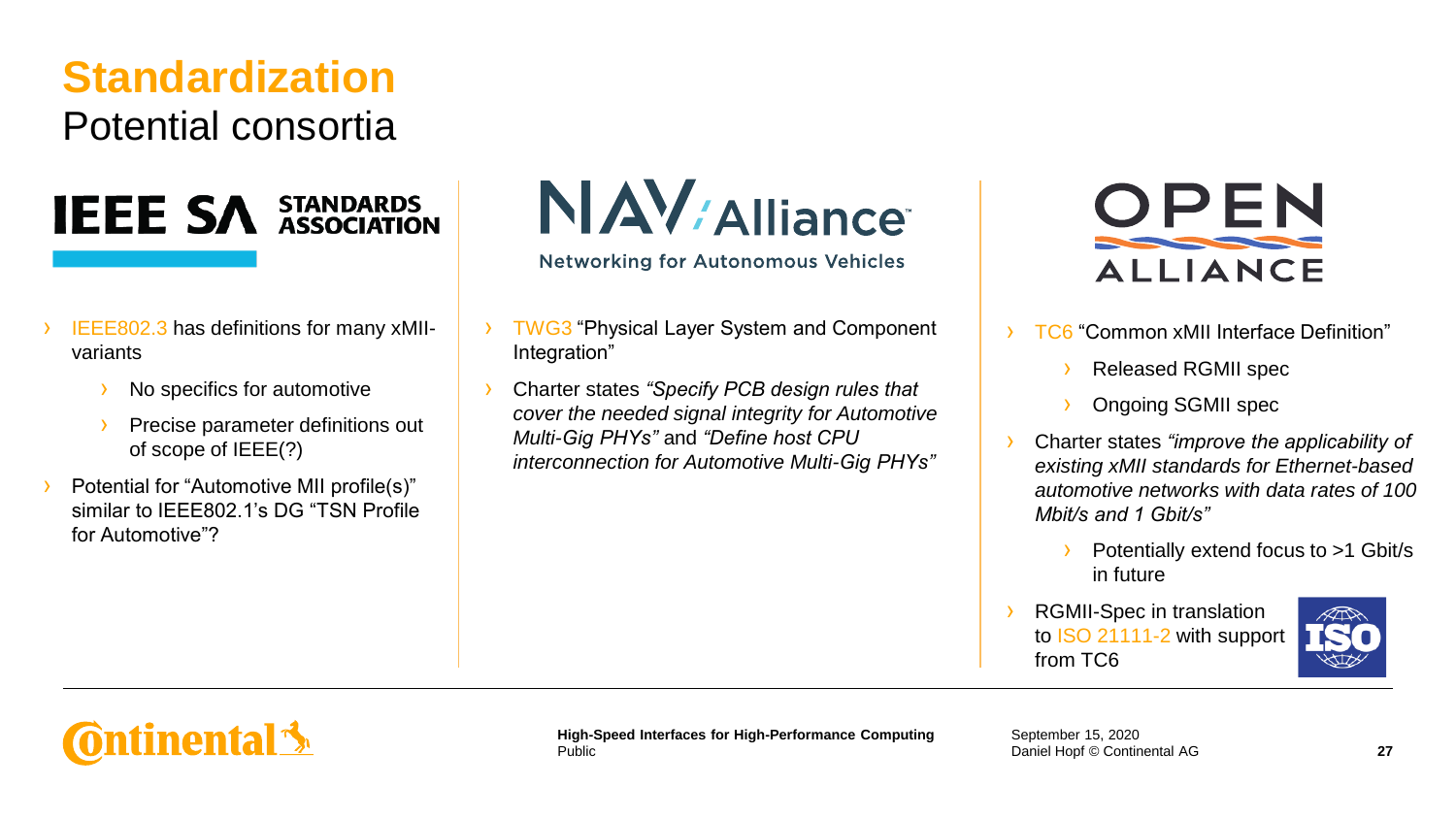# Standardization

## Potential consortia

### IEEE SA Standards Association

- IEEE802.3 has definitions for many xMII-variants
  - No specifics for automotive
  - Precise parameter definitions out of scope of IEEE(?)
- Potential for "Automotive MII profile(s)" similar to IEEE802.1's DG "TSN Profile for Automotive"?

### NAV Alliance – Networking for Autonomous Vehicles

- TWG3 "Physical Layer System and Component Integration"
- Charter states *"Specify PCB design rules that cover the needed signal integrity for Automotive Multi-Gig PHYs"* and *"Define host CPU interconnection for Automotive Multi-Gig PHYs"*

### OPEN Alliance

- TC6 "Common xMII Interface Definition"
  - Released RGMII spec
  - Ongoing SGMII spec
- Charter states *"improve the applicability of existing xMII standards for Ethernet-based automotive networks with data rates of 100 Mbit/s and 1 Gbit/s"*
  - Potentially extend focus to >1 Gbit/s in future
- RGMII-Spec in translation to ISO 21111-2 with support from TC6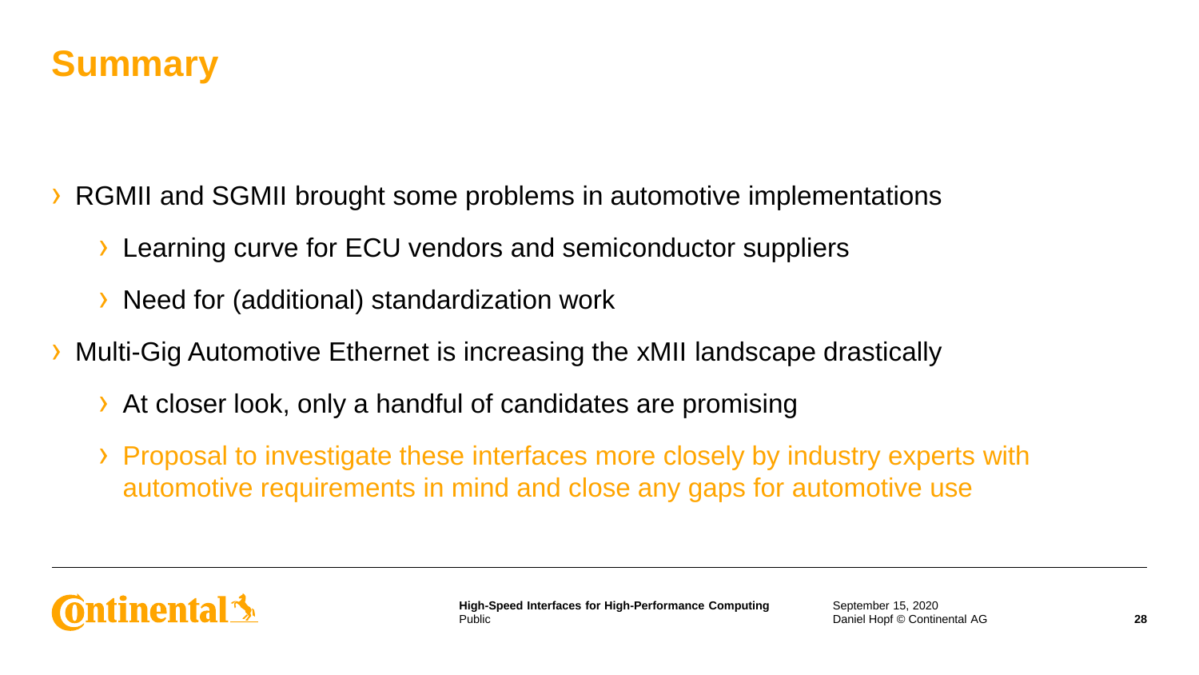# Summary

- RGMII and SGMII brought some problems in automotive implementations
  - Learning curve for ECU vendors and semiconductor suppliers
  - Need for (additional) standardization work
- Multi-Gig Automotive Ethernet is increasing the xMII landscape drastically
  - At closer look, only a handful of candidates are promising
  - Proposal to investigate these interfaces more closely by industry experts with automotive requirements in mind and close any gaps for automotive use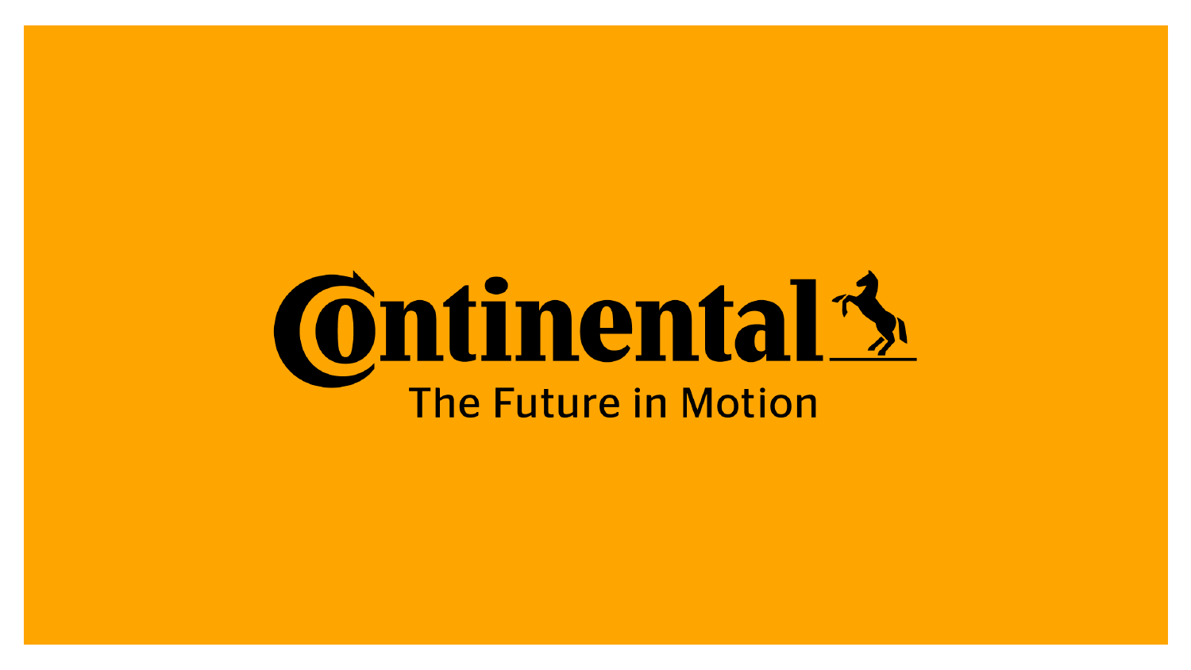Continental

The Future in Motion